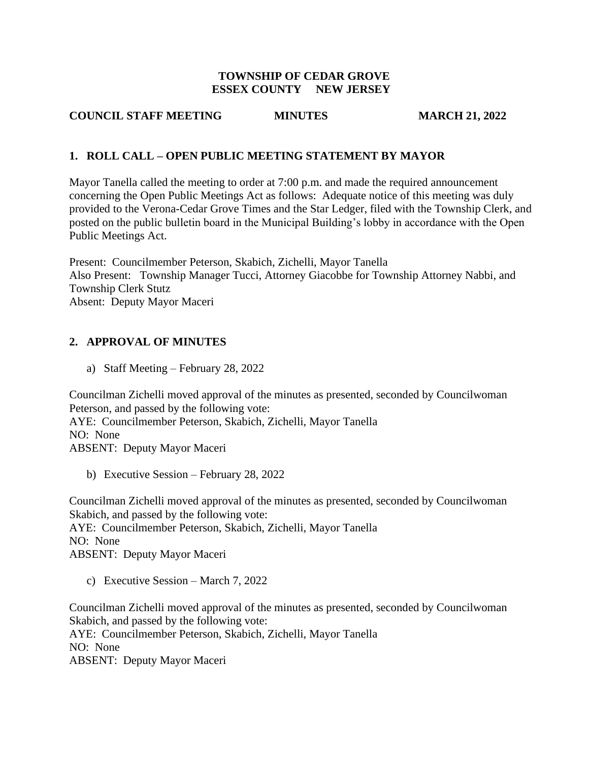**TOWNSHIP OF CEDAR GROVE**
**ESSEX COUNTY NEW JERSEY**

**COUNCIL STAFF MEETING MINUTES MARCH 21, 2022**

## 1. ROLL CALL – OPEN PUBLIC MEETING STATEMENT BY MAYOR

Mayor Tanella called the meeting to order at 7:00 p.m. and made the required announcement concerning the Open Public Meetings Act as follows: Adequate notice of this meeting was duly provided to the Verona-Cedar Grove Times and the Star Ledger, filed with the Township Clerk, and posted on the public bulletin board in the Municipal Building's lobby in accordance with the Open Public Meetings Act.

Present: Councilmember Peterson, Skabich, Zichelli, Mayor Tanella
Also Present: Township Manager Tucci, Attorney Giacobbe for Township Attorney Nabbi, and Township Clerk Stutz
Absent: Deputy Mayor Maceri

## 2. APPROVAL OF MINUTES

a) Staff Meeting – February 28, 2022

Councilman Zichelli moved approval of the minutes as presented, seconded by Councilwoman Peterson, and passed by the following vote:
AYE: Councilmember Peterson, Skabich, Zichelli, Mayor Tanella
NO: None
ABSENT: Deputy Mayor Maceri

b) Executive Session – February 28, 2022

Councilman Zichelli moved approval of the minutes as presented, seconded by Councilwoman Skabich, and passed by the following vote:
AYE: Councilmember Peterson, Skabich, Zichelli, Mayor Tanella
NO: None
ABSENT: Deputy Mayor Maceri

c) Executive Session – March 7, 2022

Councilman Zichelli moved approval of the minutes as presented, seconded by Councilwoman Skabich, and passed by the following vote:
AYE: Councilmember Peterson, Skabich, Zichelli, Mayor Tanella
NO: None
ABSENT: Deputy Mayor Maceri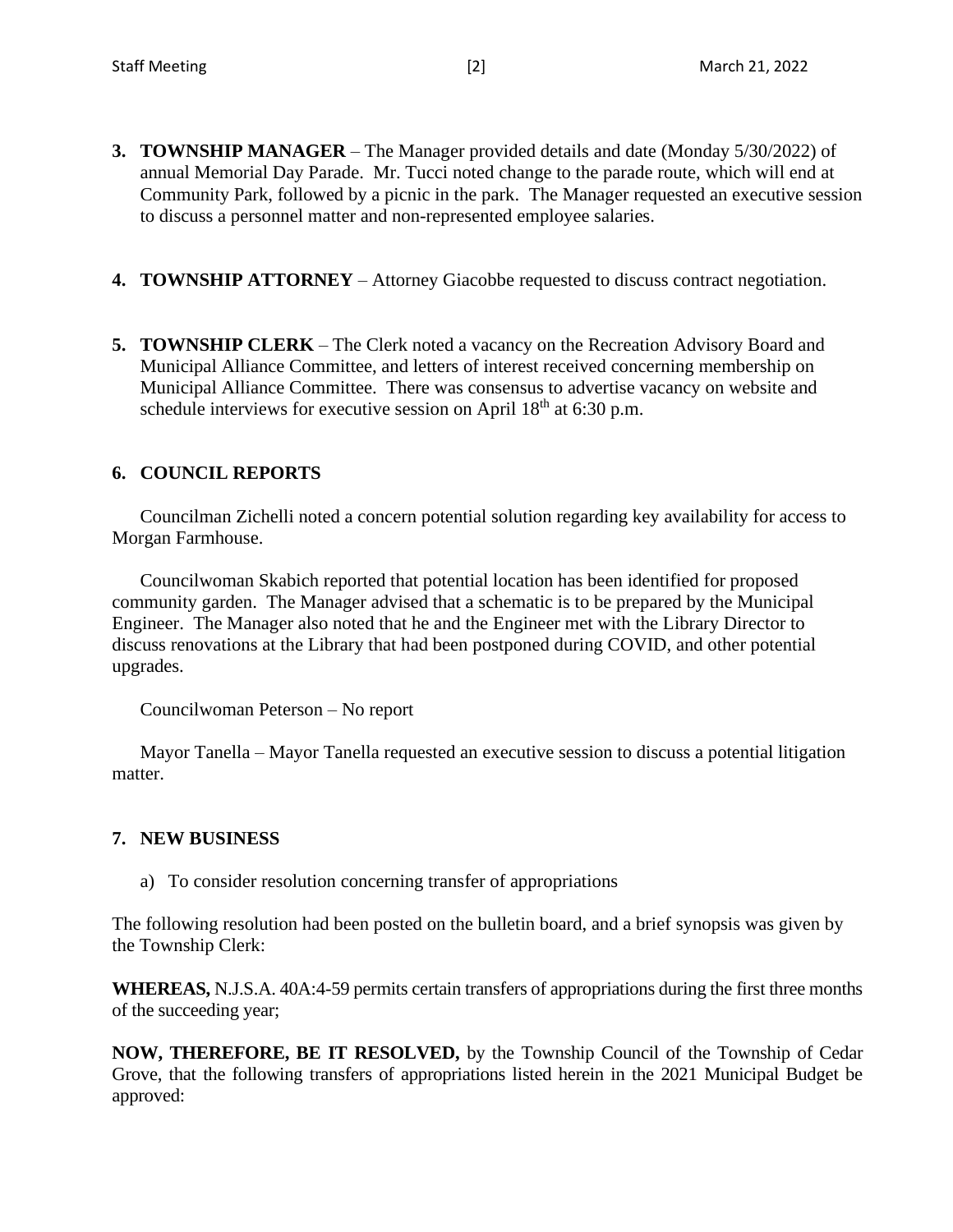**3. TOWNSHIP MANAGER** – The Manager provided details and date (Monday 5/30/2022) of annual Memorial Day Parade. Mr. Tucci noted change to the parade route, which will end at Community Park, followed by a picnic in the park. The Manager requested an executive session to discuss a personnel matter and non-represented employee salaries.

**4. TOWNSHIP ATTORNEY** – Attorney Giacobbe requested to discuss contract negotiation.

**5. TOWNSHIP CLERK** – The Clerk noted a vacancy on the Recreation Advisory Board and Municipal Alliance Committee, and letters of interest received concerning membership on Municipal Alliance Committee. There was consensus to advertise vacancy on website and schedule interviews for executive session on April 18th at 6:30 p.m.

## 6. COUNCIL REPORTS

Councilman Zichelli noted a concern potential solution regarding key availability for access to Morgan Farmhouse.

Councilwoman Skabich reported that potential location has been identified for proposed community garden. The Manager advised that a schematic is to be prepared by the Municipal Engineer. The Manager also noted that he and the Engineer met with the Library Director to discuss renovations at the Library that had been postponed during COVID, and other potential upgrades.

Councilwoman Peterson – No report

Mayor Tanella – Mayor Tanella requested an executive session to discuss a potential litigation matter.

## 7. NEW BUSINESS

a) To consider resolution concerning transfer of appropriations

The following resolution had been posted on the bulletin board, and a brief synopsis was given by the Township Clerk:

**WHEREAS,** N.J.S.A. 40A:4-59 permits certain transfers of appropriations during the first three months of the succeeding year;

**NOW, THEREFORE, BE IT RESOLVED,** by the Township Council of the Township of Cedar Grove, that the following transfers of appropriations listed herein in the 2021 Municipal Budget be approved: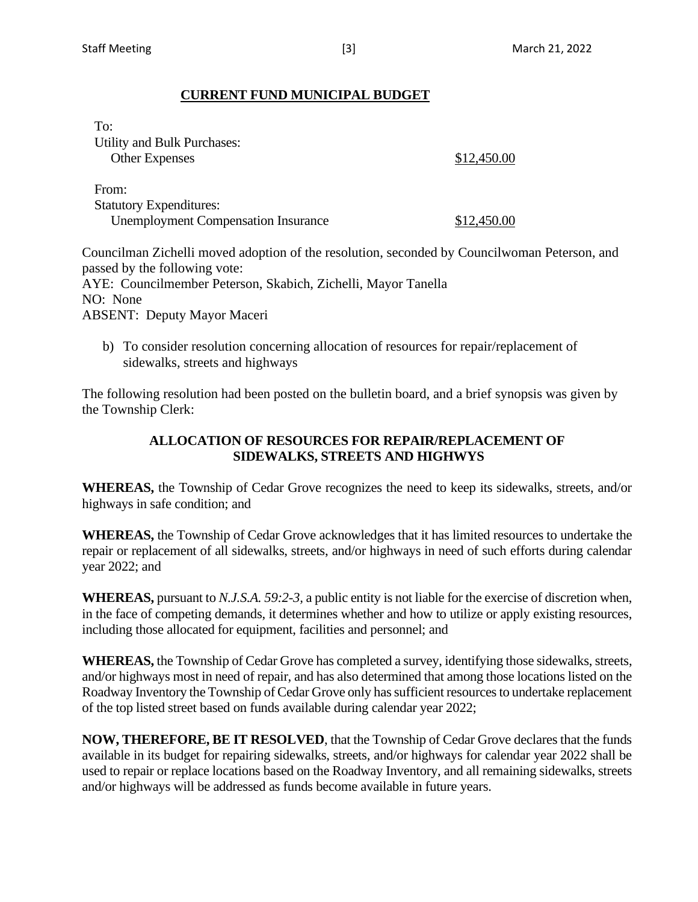## CURRENT FUND MUNICIPAL BUDGET

To:
Utility and Bulk Purchases:
Other Expenses $12,450.00

From:
Statutory Expenditures:
Unemployment Compensation Insurance $12,450.00

Councilman Zichelli moved adoption of the resolution, seconded by Councilwoman Peterson, and passed by the following vote:
AYE: Councilmember Peterson, Skabich, Zichelli, Mayor Tanella
NO: None
ABSENT: Deputy Mayor Maceri

b) To consider resolution concerning allocation of resources for repair/replacement of sidewalks, streets and highways

The following resolution had been posted on the bulletin board, and a brief synopsis was given by the Township Clerk:

**ALLOCATION OF RESOURCES FOR REPAIR/REPLACEMENT OF SIDEWALKS, STREETS AND HIGHWYS**

**WHEREAS,** the Township of Cedar Grove recognizes the need to keep its sidewalks, streets, and/or highways in safe condition; and

**WHEREAS,** the Township of Cedar Grove acknowledges that it has limited resources to undertake the repair or replacement of all sidewalks, streets, and/or highways in need of such efforts during calendar year 2022; and

**WHEREAS,** pursuant to *N.J.S.A. 59:2-3,* a public entity is not liable for the exercise of discretion when, in the face of competing demands, it determines whether and how to utilize or apply existing resources, including those allocated for equipment, facilities and personnel; and

**WHEREAS,** the Township of Cedar Grove has completed a survey, identifying those sidewalks, streets, and/or highways most in need of repair, and has also determined that among those locations listed on the Roadway Inventory the Township of Cedar Grove only has sufficient resources to undertake replacement of the top listed street based on funds available during calendar year 2022;

**NOW, THEREFORE, BE IT RESOLVED**, that the Township of Cedar Grove declares that the funds available in its budget for repairing sidewalks, streets, and/or highways for calendar year 2022 shall be used to repair or replace locations based on the Roadway Inventory, and all remaining sidewalks, streets and/or highways will be addressed as funds become available in future years.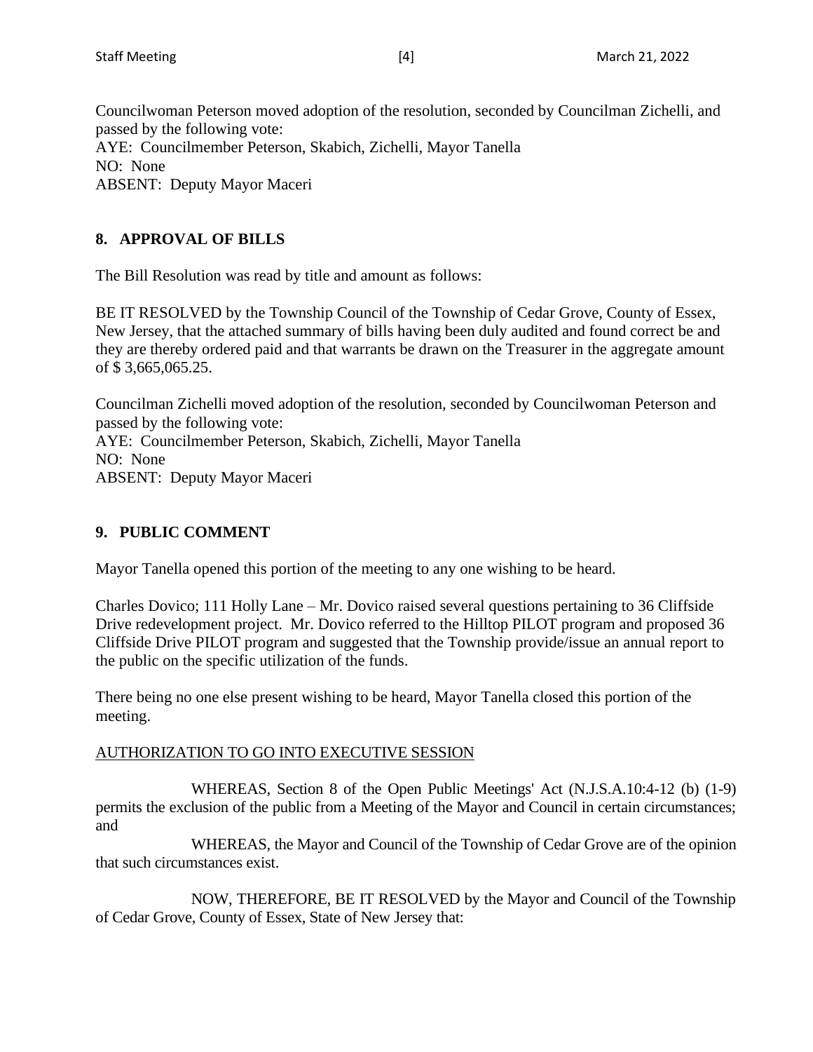Councilwoman Peterson moved adoption of the resolution, seconded by Councilman Zichelli, and passed by the following vote:
AYE: Councilmember Peterson, Skabich, Zichelli, Mayor Tanella
NO: None
ABSENT: Deputy Mayor Maceri

## 8. APPROVAL OF BILLS

The Bill Resolution was read by title and amount as follows:

BE IT RESOLVED by the Township Council of the Township of Cedar Grove, County of Essex, New Jersey, that the attached summary of bills having been duly audited and found correct be and they are thereby ordered paid and that warrants be drawn on the Treasurer in the aggregate amount of $ 3,665,065.25.

Councilman Zichelli moved adoption of the resolution, seconded by Councilwoman Peterson and passed by the following vote:
AYE: Councilmember Peterson, Skabich, Zichelli, Mayor Tanella
NO: None
ABSENT: Deputy Mayor Maceri

## 9. PUBLIC COMMENT

Mayor Tanella opened this portion of the meeting to any one wishing to be heard.

Charles Dovico; 111 Holly Lane – Mr. Dovico raised several questions pertaining to 36 Cliffside Drive redevelopment project. Mr. Dovico referred to the Hilltop PILOT program and proposed 36 Cliffside Drive PILOT program and suggested that the Township provide/issue an annual report to the public on the specific utilization of the funds.

There being no one else present wishing to be heard, Mayor Tanella closed this portion of the meeting.

AUTHORIZATION TO GO INTO EXECUTIVE SESSION

WHEREAS, Section 8 of the Open Public Meetings' Act (N.J.S.A.10:4-12 (b) (1-9) permits the exclusion of the public from a Meeting of the Mayor and Council in certain circumstances; and

WHEREAS, the Mayor and Council of the Township of Cedar Grove are of the opinion that such circumstances exist.

NOW, THEREFORE, BE IT RESOLVED by the Mayor and Council of the Township of Cedar Grove, County of Essex, State of New Jersey that: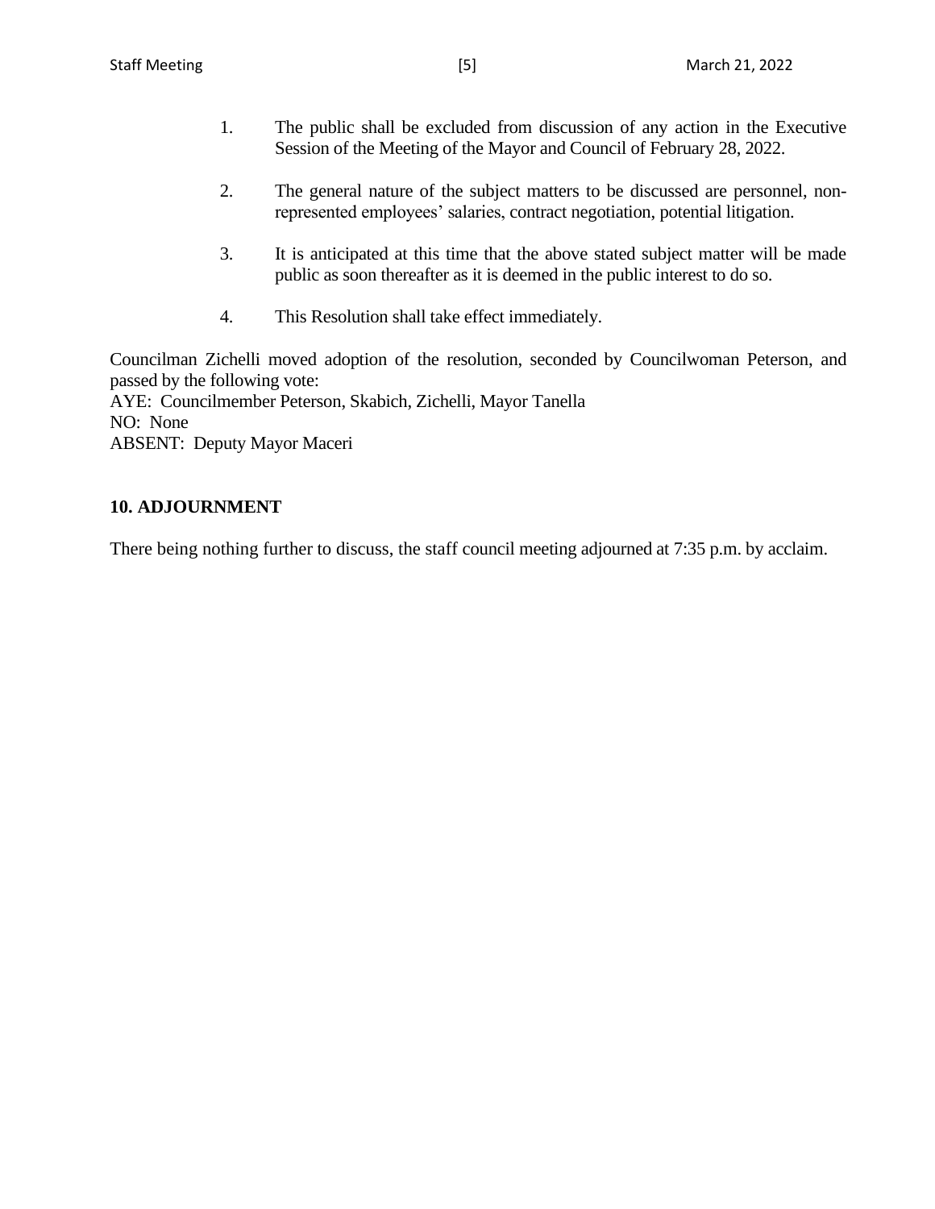1. The public shall be excluded from discussion of any action in the Executive Session of the Meeting of the Mayor and Council of February 28, 2022.

2. The general nature of the subject matters to be discussed are personnel, non-represented employees' salaries, contract negotiation, potential litigation.

3. It is anticipated at this time that the above stated subject matter will be made public as soon thereafter as it is deemed in the public interest to do so.

4. This Resolution shall take effect immediately.

Councilman Zichelli moved adoption of the resolution, seconded by Councilwoman Peterson, and passed by the following vote:
AYE: Councilmember Peterson, Skabich, Zichelli, Mayor Tanella
NO: None
ABSENT: Deputy Mayor Maceri

**10. ADJOURNMENT**

There being nothing further to discuss, the staff council meeting adjourned at 7:35 p.m. by acclaim.